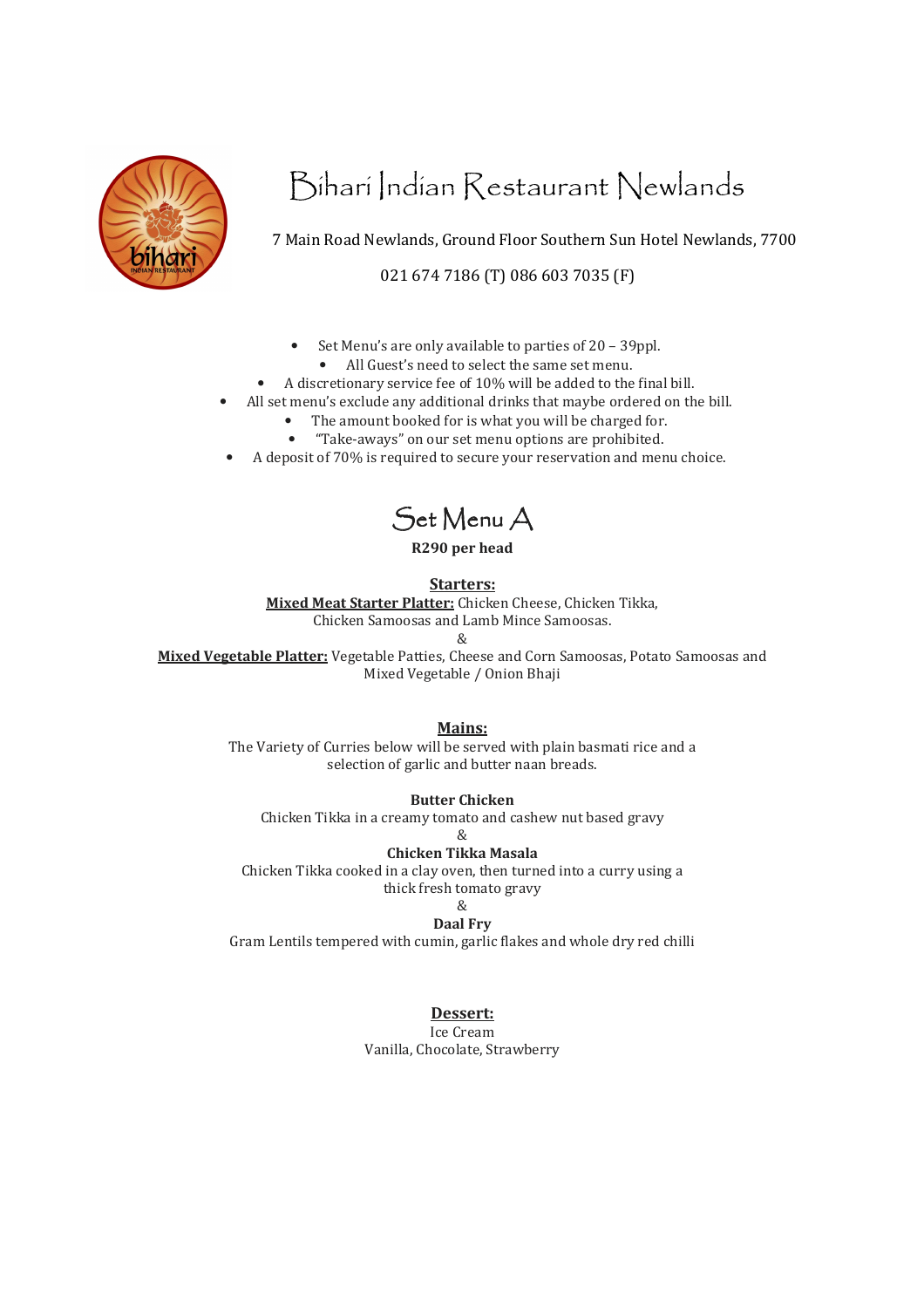# Bihari Indian Restaurant Newlands

7 Main Road Newlands, Ground Floor Southern Sun Hotel Newlands, 7700

021 674 7186 (T) 086 603 7035 (F)

- Set Menu's are only available to parties of 20 – 39ppl.
- All Guest's need to select the same set menu.
- A discretionary service fee of 10% will be added to the final bill.
- All set menu's exclude any additional drinks that maybe ordered on the bill.
- The amount booked for is what you will be charged for.
- "Take-aways" on our set menu options are prohibited.
- A deposit of 70% is required to secure your reservation and menu choice.

## Set Menu A

**R290 per head**

### Starters:

**Mixed Meat Starter Platter:** Chicken Cheese, Chicken Tikka, Chicken Samoosas and Lamb Mince Samoosas.

&

**Mixed Vegetable Platter:** Vegetable Patties, Cheese and Corn Samoosas, Potato Samoosas and Mixed Vegetable / Onion Bhaji

### Mains:

The Variety of Curries below will be served with plain basmati rice and a selection of garlic and butter naan breads.

**Butter Chicken**
Chicken Tikka in a creamy tomato and cashew nut based gravy

&

**Chicken Tikka Masala**
Chicken Tikka cooked in a clay oven, then turned into a curry using a thick fresh tomato gravy

&

**Daal Fry**
Gram Lentils tempered with cumin, garlic flakes and whole dry red chilli

### Dessert:

Ice Cream
Vanilla, Chocolate, Strawberry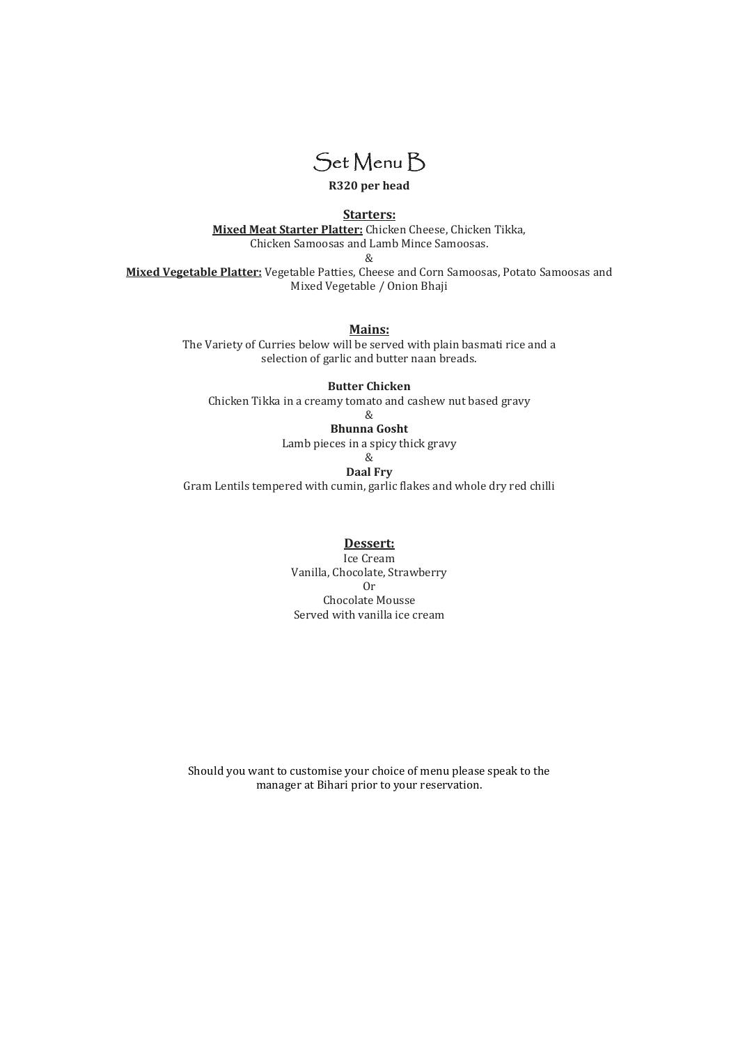# Set Menu B

**R320 per head**

## Starters:

**Mixed Meat Starter Platter:** Chicken Cheese, Chicken Tikka, Chicken Samoosas and Lamb Mince Samoosas.

&

**Mixed Vegetable Platter:** Vegetable Patties, Cheese and Corn Samoosas, Potato Samoosas and Mixed Vegetable / Onion Bhaji

## Mains:

The Variety of Curries below will be served with plain basmati rice and a selection of garlic and butter naan breads.

**Butter Chicken**

Chicken Tikka in a creamy tomato and cashew nut based gravy

&

**Bhunna Gosht**

Lamb pieces in a spicy thick gravy

&

**Daal Fry**

Gram Lentils tempered with cumin, garlic flakes and whole dry red chilli

## Dessert:

Ice Cream

Vanilla, Chocolate, Strawberry

Or

Chocolate Mousse

Served with vanilla ice cream

Should you want to customise your choice of menu please speak to the manager at Bihari prior to your reservation.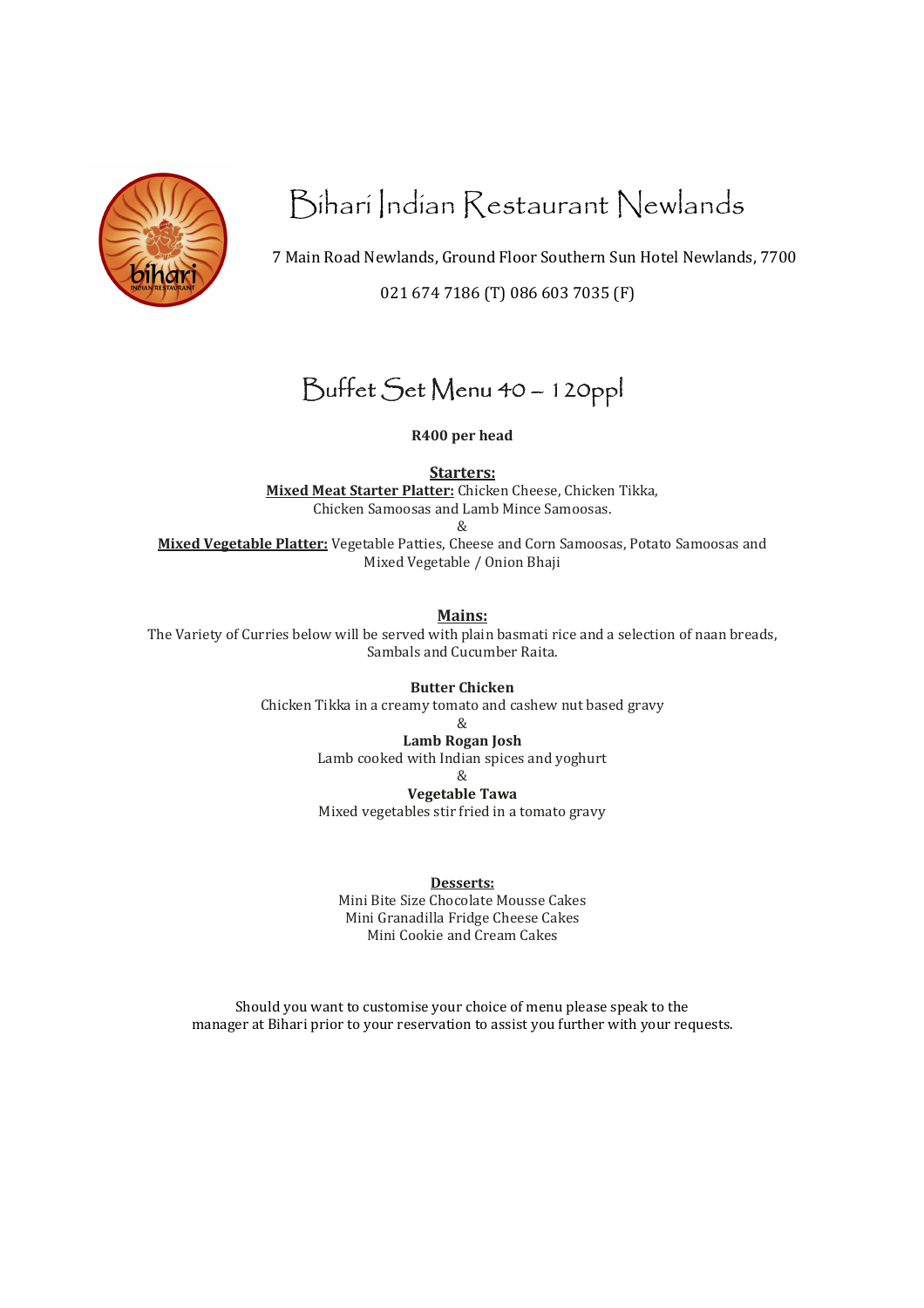# Bihari Indian Restaurant Newlands

7 Main Road Newlands, Ground Floor Southern Sun Hotel Newlands, 7700

021 674 7186 (T) 086 603 7035 (F)

## Buffet Set Menu 40 – 120ppl

**R400 per head**

**Starters:**

**Mixed Meat Starter Platter:** Chicken Cheese, Chicken Tikka, Chicken Samoosas and Lamb Mince Samoosas.

&

**Mixed Vegetable Platter:** Vegetable Patties, Cheese and Corn Samoosas, Potato Samoosas and Mixed Vegetable / Onion Bhaji

**Mains:**

The Variety of Curries below will be served with plain basmati rice and a selection of naan breads, Sambals and Cucumber Raita.

**Butter Chicken**
Chicken Tikka in a creamy tomato and cashew nut based gravy

&

**Lamb Rogan Josh**
Lamb cooked with Indian spices and yoghurt

&

**Vegetable Tawa**
Mixed vegetables stir fried in a tomato gravy

**Desserts:**

Mini Bite Size Chocolate Mousse Cakes
Mini Granadilla Fridge Cheese Cakes
Mini Cookie and Cream Cakes

Should you want to customise your choice of menu please speak to the manager at Bihari prior to your reservation to assist you further with your requests.